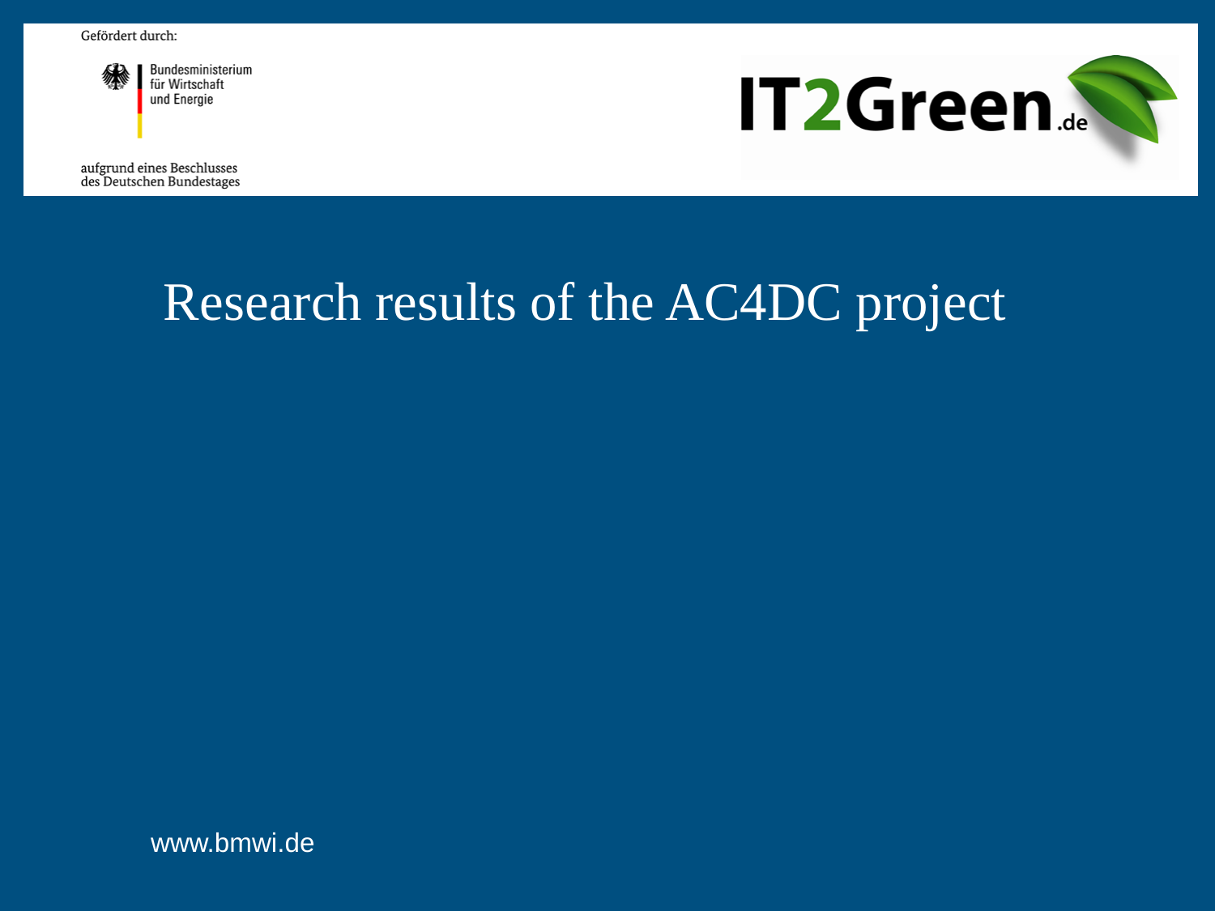Gefördert durch:

Bundesministerium
für Wirtschaft
und Energie

aufgrund eines Beschlusses
des Deutschen Bundestages

IT2Green.de

# Research results of the AC4DC project

www.bmwi.de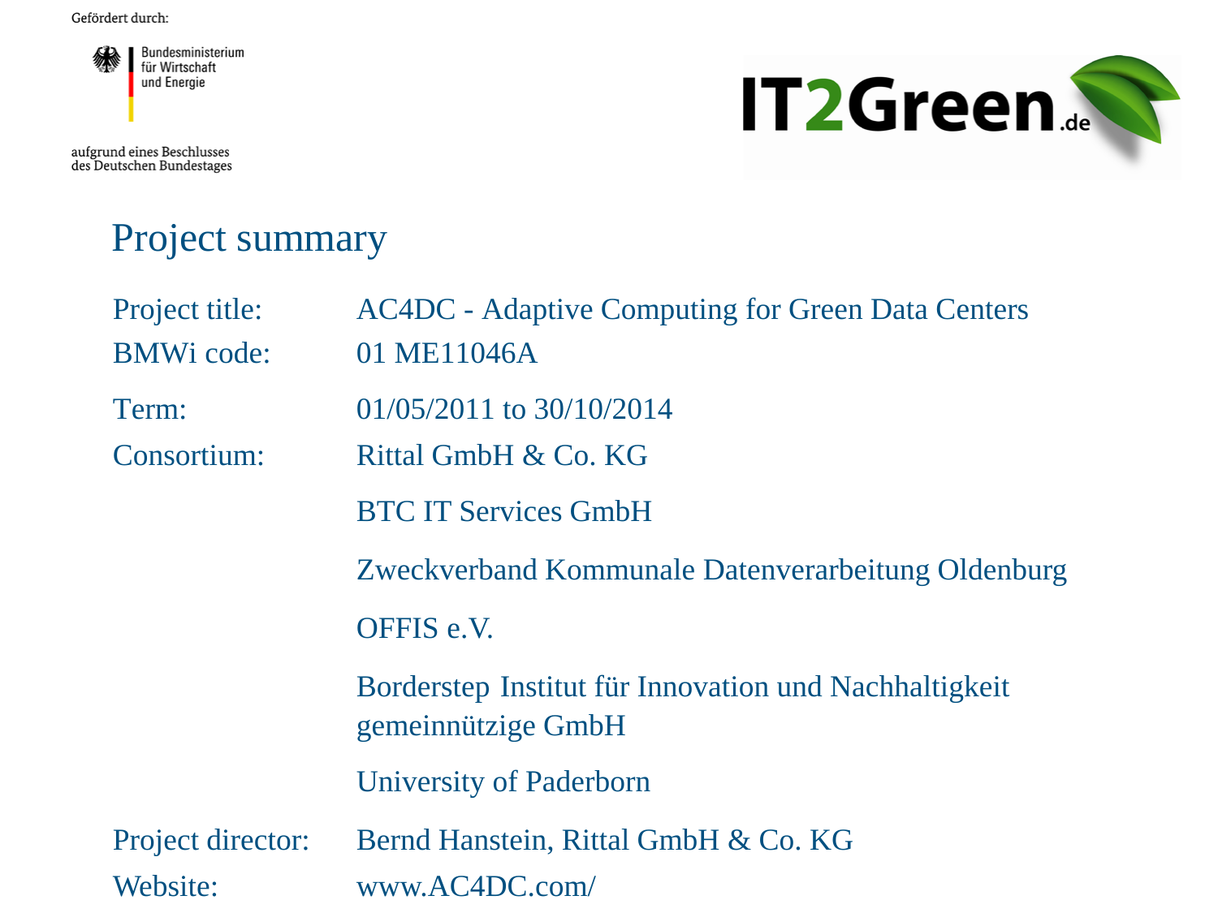Gefördert durch:

Bundesministerium für Wirtschaft und Energie

aufgrund eines Beschlusses des Deutschen Bundestages

IT2Green.de

## Project summary

| | |
|---|---|
| Project title: | AC4DC - Adaptive Computing for Green Data Centers |
| BMWi code: | 01 ME11046A |
| Term: | 01/05/2011 to 30/10/2014 |
| Consortium: | Rittal GmbH & Co. KG |
| | BTC IT Services GmbH |
| | Zweckverband Kommunale Datenverarbeitung Oldenburg |
| | OFFIS e.V. |
| | Borderstep Institut für Innovation und Nachhaltigkeit gemeinnützige GmbH |
| | University of Paderborn |
| Project director: | Bernd Hanstein, Rittal GmbH & Co. KG |
| Website: | www.AC4DC.com/ |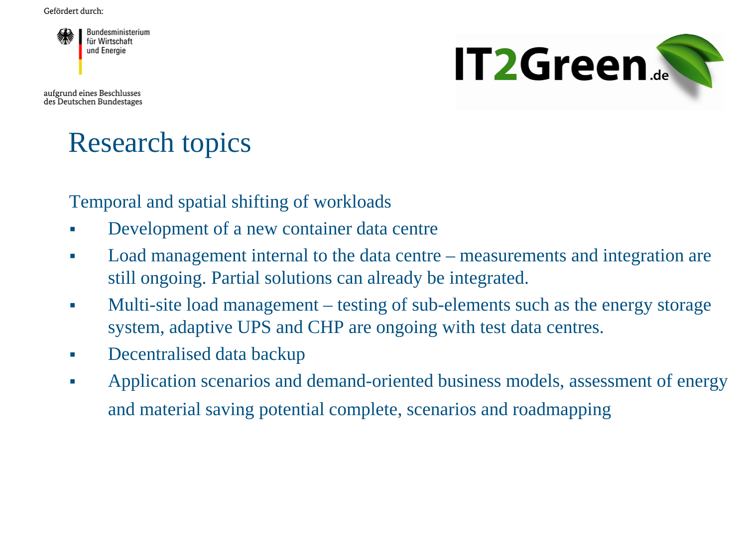# Research topics

Temporal and spatial shifting of workloads

- Development of a new container data centre
- Load management internal to the data centre – measurements and integration are still ongoing. Partial solutions can already be integrated.
- Multi-site load management – testing of sub-elements such as the energy storage system, adaptive UPS and CHP are ongoing with test data centres.
- Decentralised data backup
- Application scenarios and demand-oriented business models, assessment of energy and material saving potential complete, scenarios and roadmapping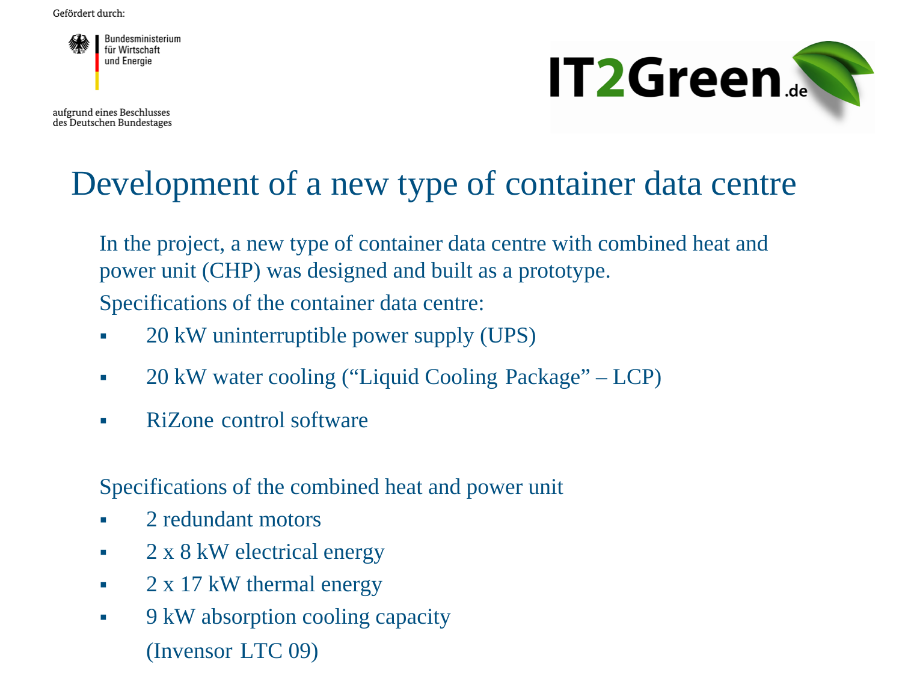Gefördert durch:

Bundesministerium für Wirtschaft und Energie

aufgrund eines Beschlusses des Deutschen Bundestages

IT2Green.de

# Development of a new type of container data centre

In the project, a new type of container data centre with combined heat and power unit (CHP) was designed and built as a prototype.

Specifications of the container data centre:

- 20 kW uninterruptible power supply (UPS)
- 20 kW water cooling ("Liquid Cooling Package" – LCP)
- RiZone control software

Specifications of the combined heat and power unit

- 2 redundant motors
- 2 x 8 kW electrical energy
- 2 x 17 kW thermal energy
- 9 kW absorption cooling capacity (Invensor LTC 09)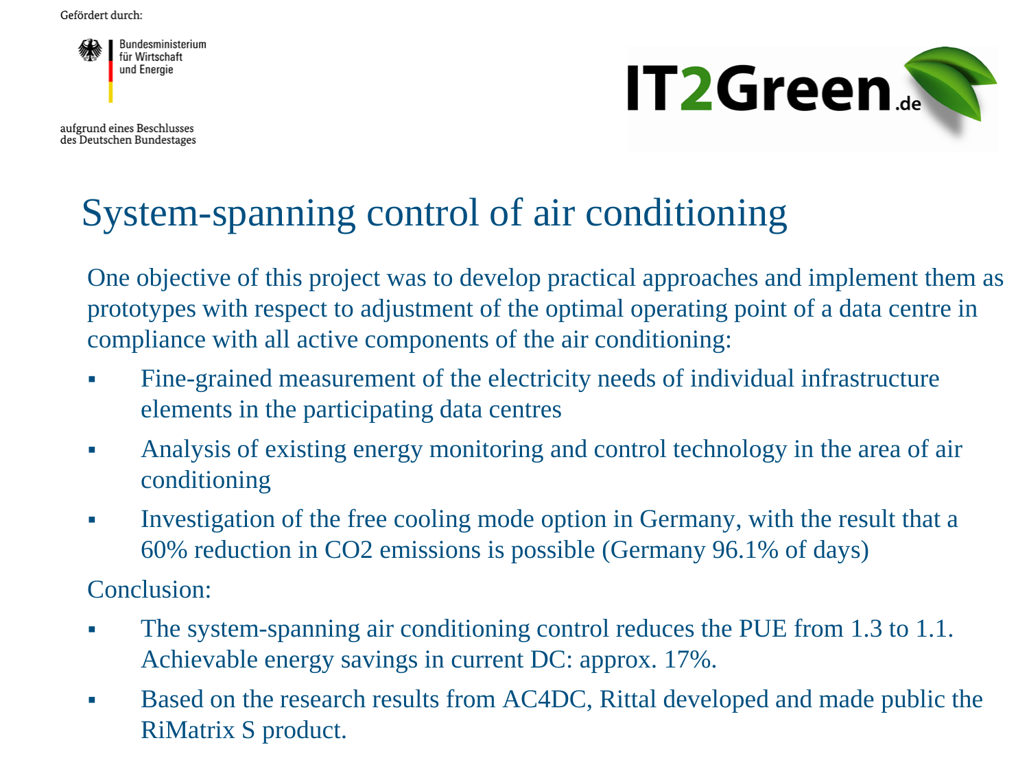Gefördert durch:

Bundesministerium für Wirtschaft und Energie

aufgrund eines Beschlusses des Deutschen Bundestages

IT2Green.de

# System-spanning control of air conditioning

One objective of this project was to develop practical approaches and implement them as prototypes with respect to adjustment of the optimal operating point of a data centre in compliance with all active components of the air conditioning:

- Fine-grained measurement of the electricity needs of individual infrastructure elements in the participating data centres
- Analysis of existing energy monitoring and control technology in the area of air conditioning
- Investigation of the free cooling mode option in Germany, with the result that a 60% reduction in $CO_2$ emissions is possible (Germany 96.1% of days)

Conclusion:

- The system-spanning air conditioning control reduces the PUE from 1.3 to 1.1. Achievable energy savings in current DC: approx. 17%.
- Based on the research results from AC4DC, Rittal developed and made public the RiMatrix S product.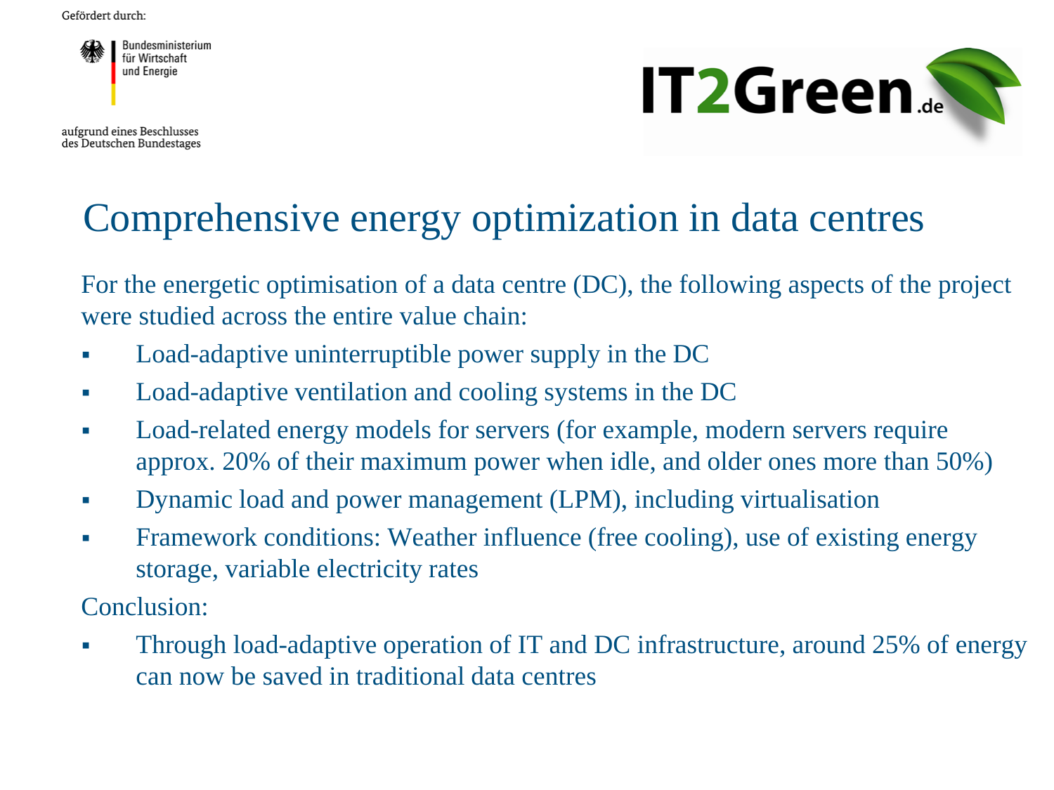Gefördert durch:

Bundesministerium für Wirtschaft und Energie

aufgrund eines Beschlusses des Deutschen Bundestages

IT2Green.de

# Comprehensive energy optimization in data centres

For the energetic optimisation of a data centre (DC), the following aspects of the project were studied across the entire value chain:

- Load-adaptive uninterruptible power supply in the DC
- Load-adaptive ventilation and cooling systems in the DC
- Load-related energy models for servers (for example, modern servers require approx. 20% of their maximum power when idle, and older ones more than 50%)
- Dynamic load and power management (LPM), including virtualisation
- Framework conditions: Weather influence (free cooling), use of existing energy storage, variable electricity rates

Conclusion:

- Through load-adaptive operation of IT and DC infrastructure, around 25% of energy can now be saved in traditional data centres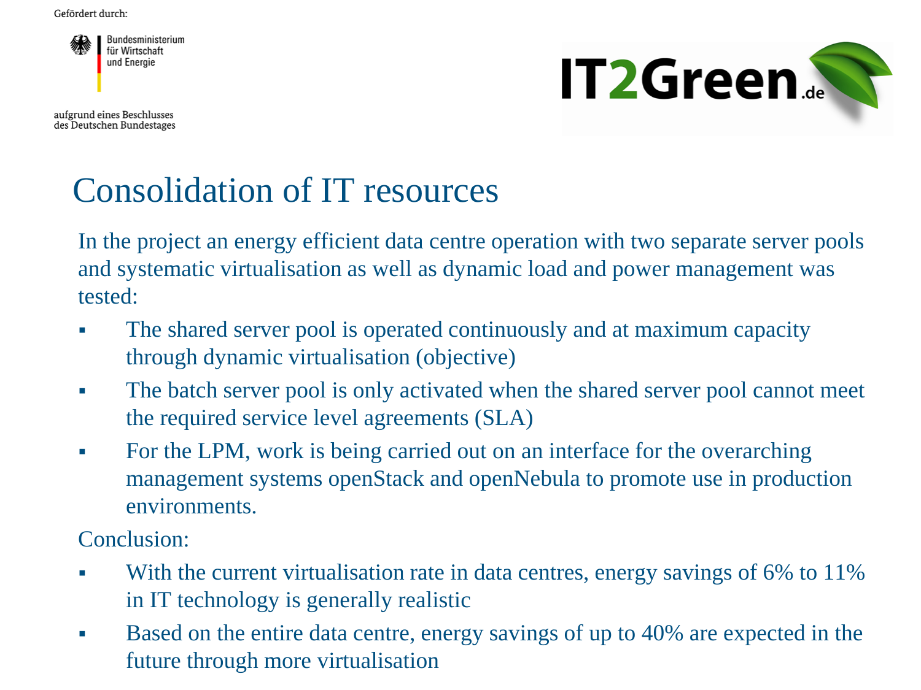Gefördert durch:

Bundesministerium für Wirtschaft und Energie

aufgrund eines Beschlusses des Deutschen Bundestages

IT2Green.de

# Consolidation of IT resources

In the project an energy efficient data centre operation with two separate server pools and systematic virtualisation as well as dynamic load and power management was tested:

- The shared server pool is operated continuously and at maximum capacity through dynamic virtualisation (objective)
- The batch server pool is only activated when the shared server pool cannot meet the required service level agreements (SLA)
- For the LPM, work is being carried out on an interface for the overarching management systems openStack and openNebula to promote use in production environments.

Conclusion:

- With the current virtualisation rate in data centres, energy savings of 6% to 11% in IT technology is generally realistic
- Based on the entire data centre, energy savings of up to 40% are expected in the future through more virtualisation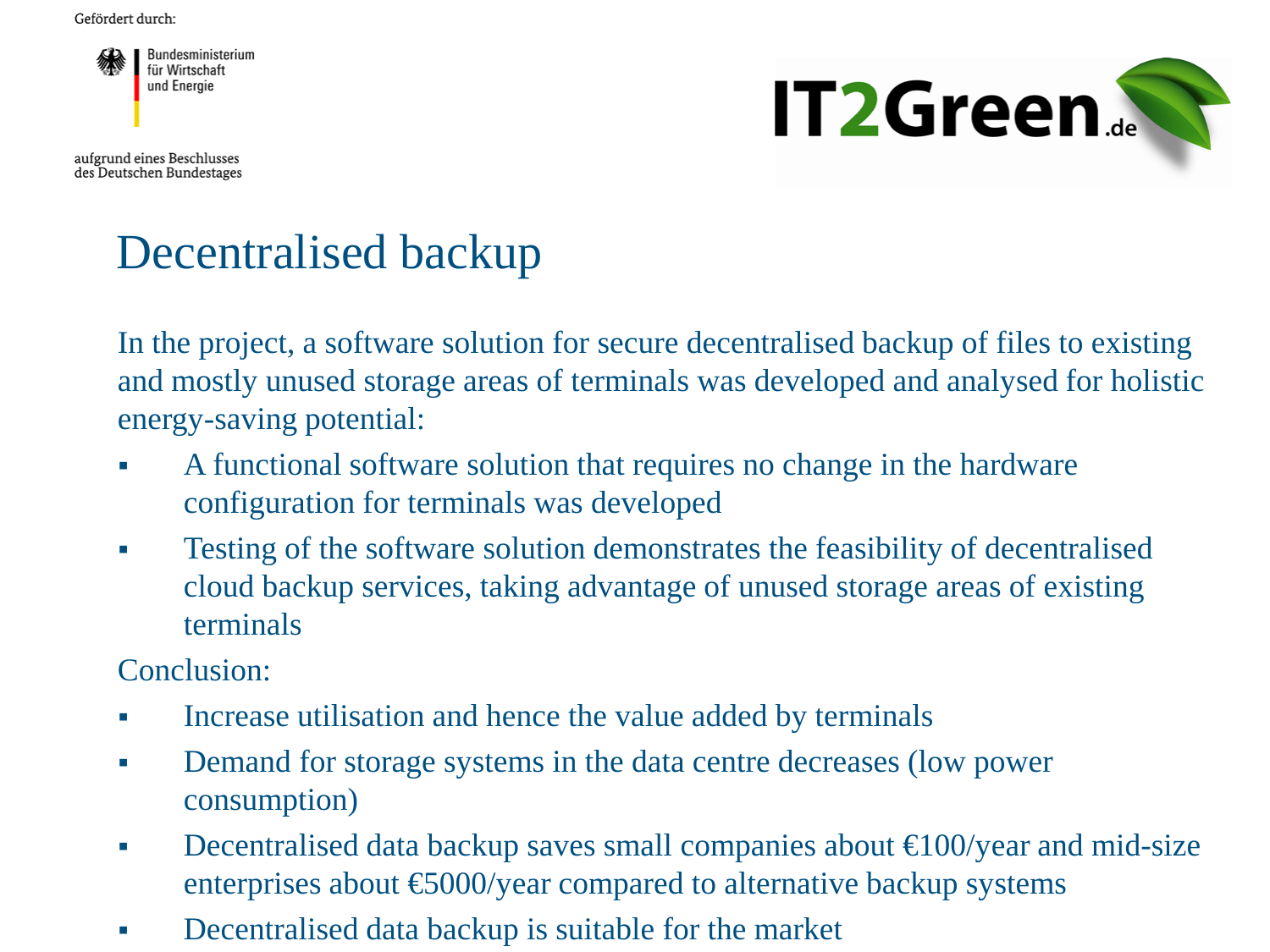Gefördert durch:

Bundesministerium für Wirtschaft und Energie

aufgrund eines Beschlusses des Deutschen Bundestages

IT2Green.de

# Decentralised backup

In the project, a software solution for secure decentralised backup of files to existing and mostly unused storage areas of terminals was developed and analysed for holistic energy-saving potential:

- A functional software solution that requires no change in the hardware configuration for terminals was developed
- Testing of the software solution demonstrates the feasibility of decentralised cloud backup services, taking advantage of unused storage areas of existing terminals

Conclusion:

- Increase utilisation and hence the value added by terminals
- Demand for storage systems in the data centre decreases (low power consumption)
- Decentralised data backup saves small companies about €100/year and mid-size enterprises about €5000/year compared to alternative backup systems
- Decentralised data backup is suitable for the market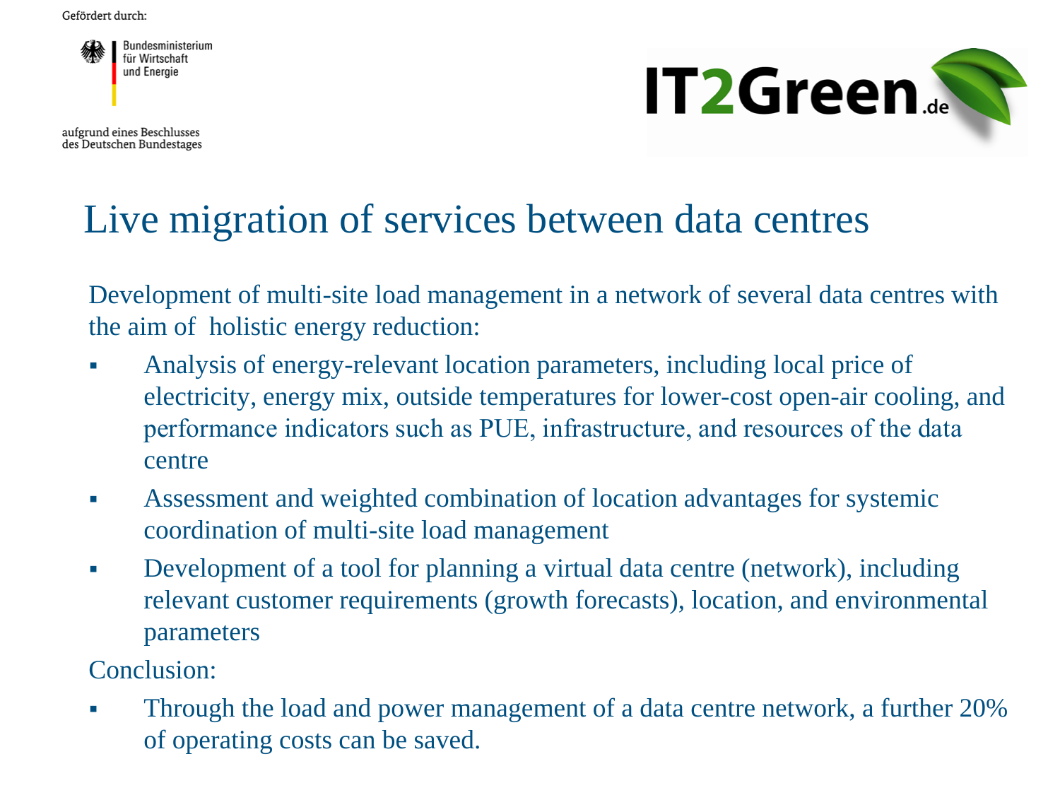Gefördert durch:

Bundesministerium für Wirtschaft und Energie

aufgrund eines Beschlusses des Deutschen Bundestages

IT2Green.de

# Live migration of services between data centres

Development of multi-site load management in a network of several data centres with the aim of holistic energy reduction:

- Analysis of energy-relevant location parameters, including local price of electricity, energy mix, outside temperatures for lower-cost open-air cooling, and performance indicators such as PUE, infrastructure, and resources of the data centre
- Assessment and weighted combination of location advantages for systemic coordination of multi-site load management
- Development of a tool for planning a virtual data centre (network), including relevant customer requirements (growth forecasts), location, and environmental parameters

Conclusion:

- Through the load and power management of a data centre network, a further 20% of operating costs can be saved.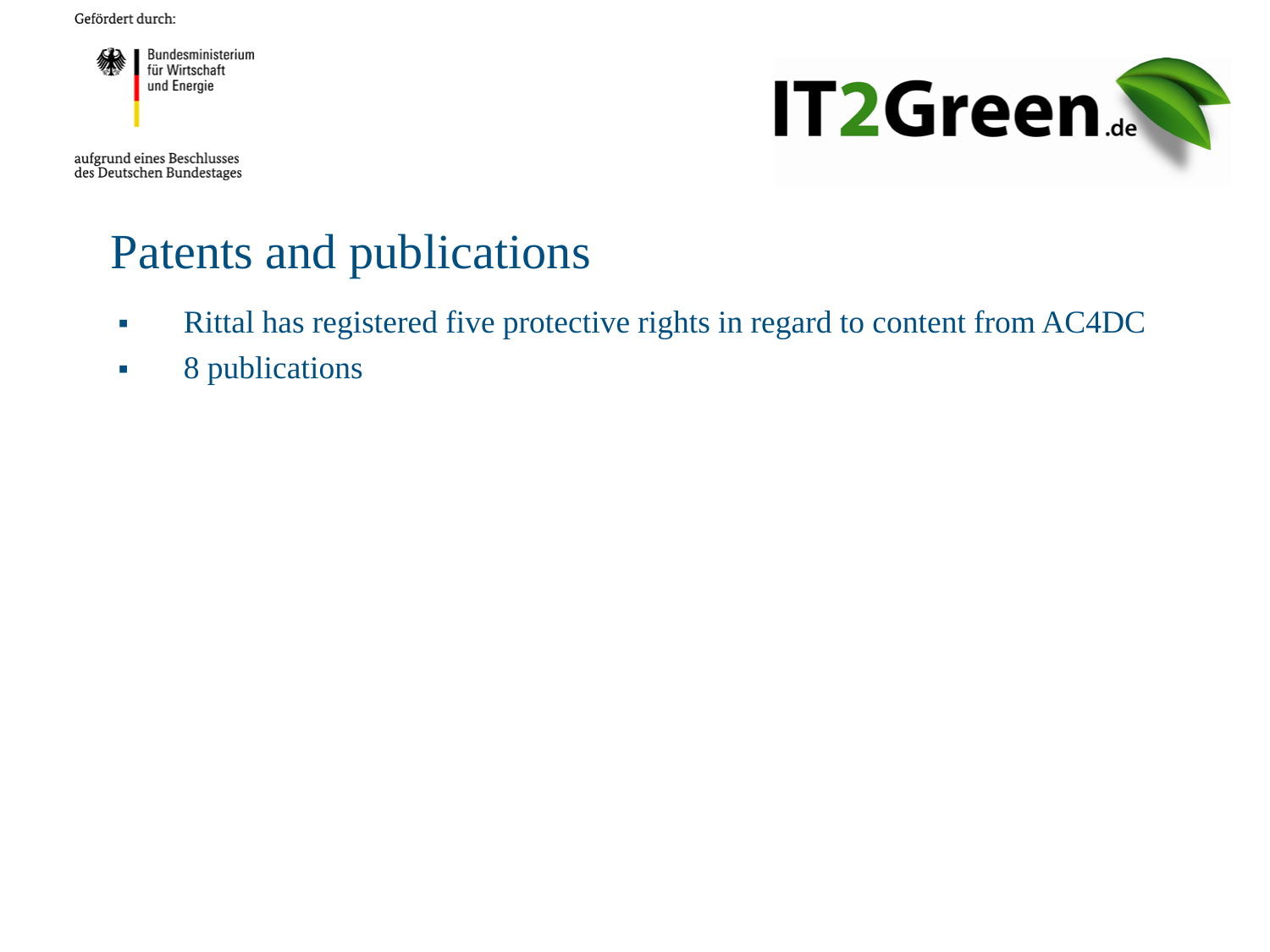Gefördert durch:

Bundesministerium für Wirtschaft und Energie

aufgrund eines Beschlusses des Deutschen Bundestages

IT2Green.de

# Patents and publications

- Rittal has registered five protective rights in regard to content from AC4DC
- 8 publications